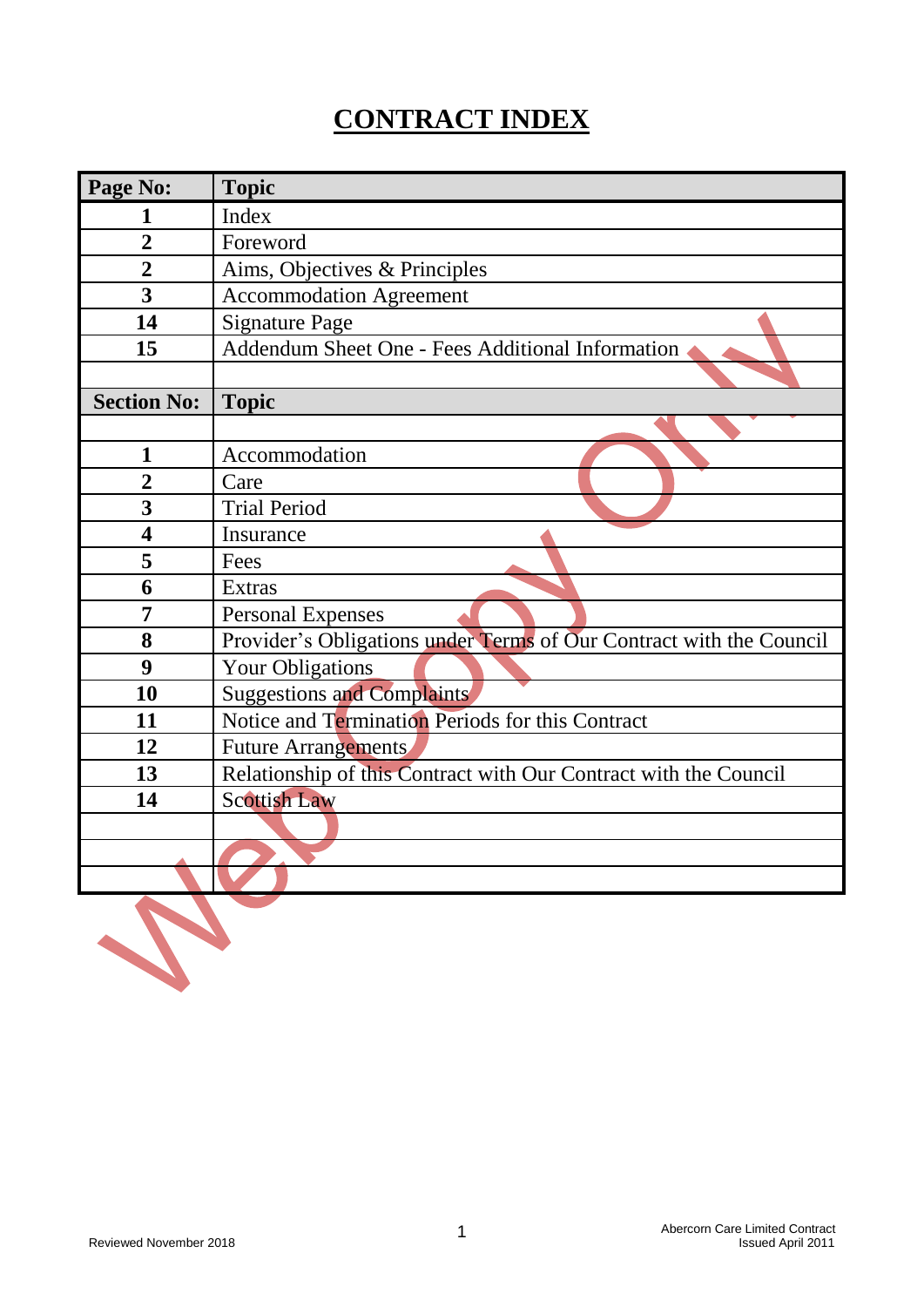# CONTRACT INDEX

| Page No: | Topic |
|---|---|
| 1 | Index |
| 2 | Foreword |
| 2 | Aims, Objectives & Principles |
| 3 | Accommodation Agreement |
| 14 | Signature Page |
| 15 | Addendum Sheet One - Fees Additional Information |
| | |
| **Section No:** | **Topic** |
| | |
| 1 | Accommodation |
| 2 | Care |
| 3 | Trial Period |
| 4 | Insurance |
| 5 | Fees |
| 6 | Extras |
| 7 | Personal Expenses |
| 8 | Provider's Obligations under Terms of Our Contract with the Council |
| 9 | Your Obligations |
| 10 | Suggestions and Complaints |
| 11 | Notice and Termination Periods for this Contract |
| 12 | Future Arrangements |
| 13 | Relationship of this Contract with Our Contract with the Council |
| 14 | Scottish Law |
| | |
| | |
| | |

Web Copy Only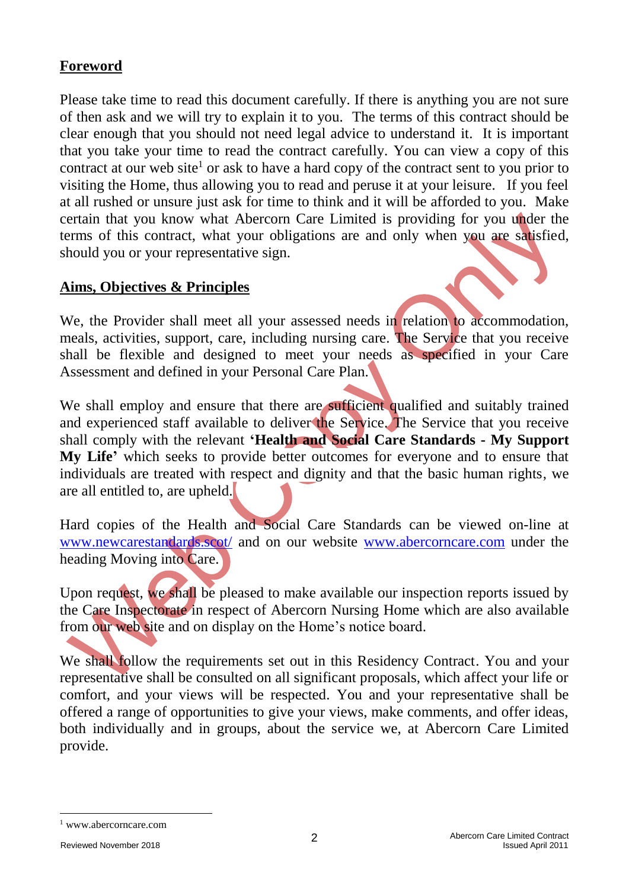## Foreword

Please take time to read this document carefully. If there is anything you are not sure of then ask and we will try to explain it to you. The terms of this contract should be clear enough that you should not need legal advice to understand it. It is important that you take your time to read the contract carefully. You can view a copy of this contract at our web site[1] or ask to have a hard copy of the contract sent to you prior to visiting the Home, thus allowing you to read and peruse it at your leisure. If you feel at all rushed or unsure just ask for time to think and it will be afforded to you. Make certain that you know what Abercorn Care Limited is providing for you under the terms of this contract, what your obligations are and only when you are satisfied, should you or your representative sign.

## Aims, Objectives & Principles

We, the Provider shall meet all your assessed needs in relation to accommodation, meals, activities, support, care, including nursing care. The Service that you receive shall be flexible and designed to meet your needs as specified in your Care Assessment and defined in your Personal Care Plan.

We shall employ and ensure that there are sufficient qualified and suitably trained and experienced staff available to deliver the Service. The Service that you receive shall comply with the relevant **'Health and Social Care Standards - My Support My Life'** which seeks to provide better outcomes for everyone and to ensure that individuals are treated with respect and dignity and that the basic human rights, we are all entitled to, are upheld.

Hard copies of the Health and Social Care Standards can be viewed on-line at www.newcarestandards.scot/ and on our website www.abercorncare.com under the heading Moving into Care.

Upon request, we shall be pleased to make available our inspection reports issued by the Care Inspectorate in respect of Abercorn Nursing Home which are also available from our web site and on display on the Home's notice board.

We shall follow the requirements set out in this Residency Contract. You and your representative shall be consulted on all significant proposals, which affect your life or comfort, and your views will be respected. You and your representative shall be offered a range of opportunities to give your views, make comments, and offer ideas, both individually and in groups, about the service we, at Abercorn Care Limited provide.

---

[1] www.abercorncare.com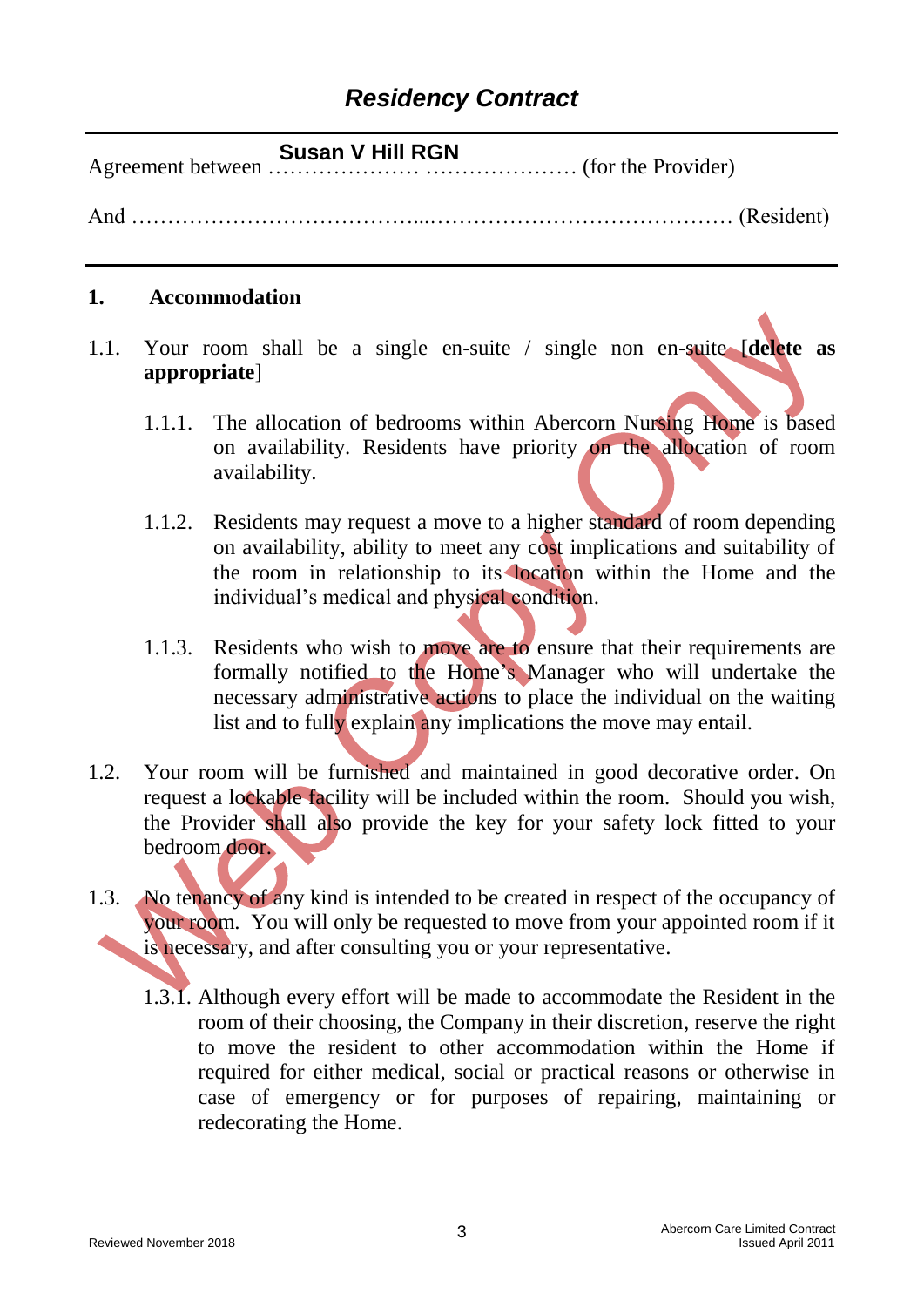## Residency Contract

Agreement between Susan V Hill RGN ………………… ………………… (for the Provider)

And ……………………………….....…………………………………… (Resident)

### 1. Accommodation

1.1. Your room shall be a single en-suite / single non en-suite [**delete as appropriate**]

1.1.1. The allocation of bedrooms within Abercorn Nursing Home is based on availability. Residents have priority on the allocation of room availability.

1.1.2. Residents may request a move to a higher standard of room depending on availability, ability to meet any cost implications and suitability of the room in relationship to its location within the Home and the individual's medical and physical condition.

1.1.3. Residents who wish to move are to ensure that their requirements are formally notified to the Home's Manager who will undertake the necessary administrative actions to place the individual on the waiting list and to fully explain any implications the move may entail.

1.2. Your room will be furnished and maintained in good decorative order. On request a lockable facility will be included within the room. Should you wish, the Provider shall also provide the key for your safety lock fitted to your bedroom door.

1.3. No tenancy of any kind is intended to be created in respect of the occupancy of your room. You will only be requested to move from your appointed room if it is necessary, and after consulting you or your representative.

1.3.1. Although every effort will be made to accommodate the Resident in the room of their choosing, the Company in their discretion, reserve the right to move the resident to other accommodation within the Home if required for either medical, social or practical reasons or otherwise in case of emergency or for purposes of repairing, maintaining or redecorating the Home.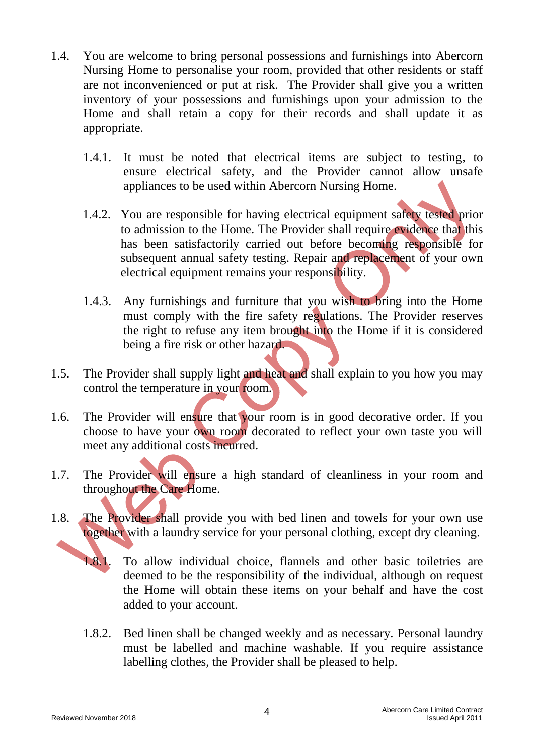1.4. You are welcome to bring personal possessions and furnishings into Abercorn Nursing Home to personalise your room, provided that other residents or staff are not inconvenienced or put at risk. The Provider shall give you a written inventory of your possessions and furnishings upon your admission to the Home and shall retain a copy for their records and shall update it as appropriate.

1.4.1. It must be noted that electrical items are subject to testing, to ensure electrical safety, and the Provider cannot allow unsafe appliances to be used within Abercorn Nursing Home.

1.4.2. You are responsible for having electrical equipment safety tested prior to admission to the Home. The Provider shall require evidence that this has been satisfactorily carried out before becoming responsible for subsequent annual safety testing. Repair and replacement of your own electrical equipment remains your responsibility.

1.4.3. Any furnishings and furniture that you wish to bring into the Home must comply with the fire safety regulations. The Provider reserves the right to refuse any item brought into the Home if it is considered being a fire risk or other hazard.

1.5. The Provider shall supply light and heat and shall explain to you how you may control the temperature in your room.

1.6. The Provider will ensure that your room is in good decorative order. If you choose to have your own room decorated to reflect your own taste you will meet any additional costs incurred.

1.7. The Provider will ensure a high standard of cleanliness in your room and throughout the Care Home.

1.8. The Provider shall provide you with bed linen and towels for your own use together with a laundry service for your personal clothing, except dry cleaning.

1.8.1. To allow individual choice, flannels and other basic toiletries are deemed to be the responsibility of the individual, although on request the Home will obtain these items on your behalf and have the cost added to your account.

1.8.2. Bed linen shall be changed weekly and as necessary. Personal laundry must be labelled and machine washable. If you require assistance labelling clothes, the Provider shall be pleased to help.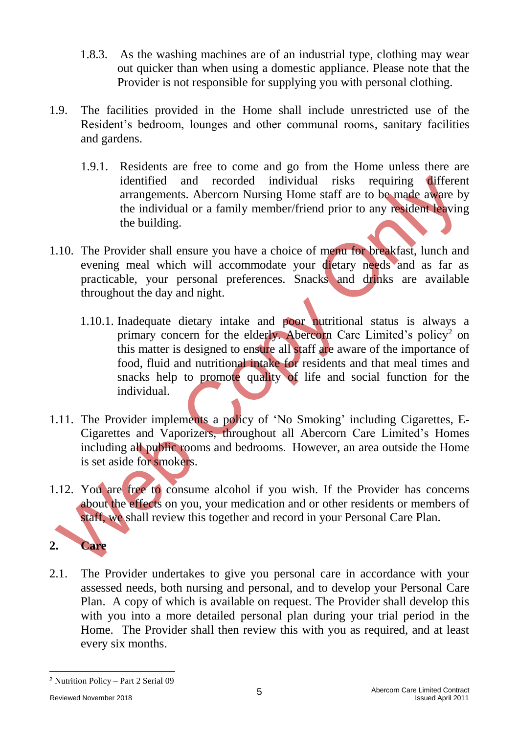1.8.3. As the washing machines are of an industrial type, clothing may wear out quicker than when using a domestic appliance. Please note that the Provider is not responsible for supplying you with personal clothing.

1.9. The facilities provided in the Home shall include unrestricted use of the Resident's bedroom, lounges and other communal rooms, sanitary facilities and gardens.

1.9.1. Residents are free to come and go from the Home unless there are identified and recorded individual risks requiring different arrangements. Abercorn Nursing Home staff are to be made aware by the individual or a family member/friend prior to any resident leaving the building.

1.10. The Provider shall ensure you have a choice of menu for breakfast, lunch and evening meal which will accommodate your dietary needs and as far as practicable, your personal preferences. Snacks and drinks are available throughout the day and night.

1.10.1. Inadequate dietary intake and poor nutritional status is always a primary concern for the elderly. Abercorn Care Limited's policy[2] on this matter is designed to ensure all staff are aware of the importance of food, fluid and nutritional intake for residents and that meal times and snacks help to promote quality of life and social function for the individual.

1.11. The Provider implements a policy of 'No Smoking' including Cigarettes, E-Cigarettes and Vaporizers, throughout all Abercorn Care Limited's Homes including all public rooms and bedrooms. However, an area outside the Home is set aside for smokers.

1.12. You are free to consume alcohol if you wish. If the Provider has concerns about the effects on you, your medication and or other residents or members of staff, we shall review this together and record in your Personal Care Plan.

## 2. Care

2.1. The Provider undertakes to give you personal care in accordance with your assessed needs, both nursing and personal, and to develop your Personal Care Plan. A copy of which is available on request. The Provider shall develop this with you into a more detailed personal plan during your trial period in the Home. The Provider shall then review this with you as required, and at least every six months.

---

[2] Nutrition Policy – Part 2 Serial 09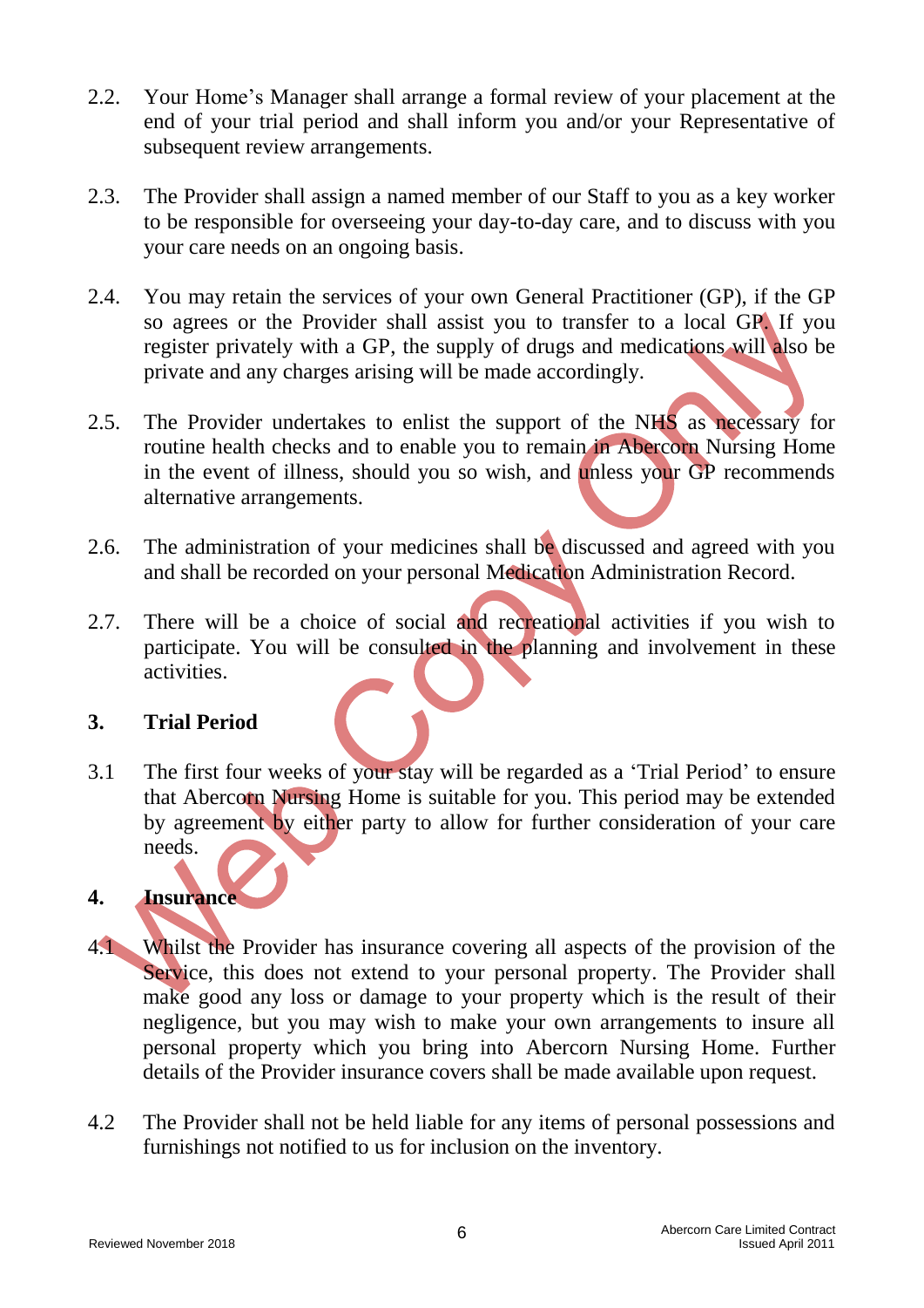2.2. Your Home's Manager shall arrange a formal review of your placement at the end of your trial period and shall inform you and/or your Representative of subsequent review arrangements.

2.3. The Provider shall assign a named member of our Staff to you as a key worker to be responsible for overseeing your day-to-day care, and to discuss with you your care needs on an ongoing basis.

2.4. You may retain the services of your own General Practitioner (GP), if the GP so agrees or the Provider shall assist you to transfer to a local GP. If you register privately with a GP, the supply of drugs and medications will also be private and any charges arising will be made accordingly.

2.5. The Provider undertakes to enlist the support of the NHS as necessary for routine health checks and to enable you to remain in Abercorn Nursing Home in the event of illness, should you so wish, and unless your GP recommends alternative arrangements.

2.6. The administration of your medicines shall be discussed and agreed with you and shall be recorded on your personal Medication Administration Record.

2.7. There will be a choice of social and recreational activities if you wish to participate. You will be consulted in the planning and involvement in these activities.

## 3. Trial Period

3.1 The first four weeks of your stay will be regarded as a 'Trial Period' to ensure that Abercorn Nursing Home is suitable for you. This period may be extended by agreement by either party to allow for further consideration of your care needs.

## 4. Insurance

4.1 Whilst the Provider has insurance covering all aspects of the provision of the Service, this does not extend to your personal property. The Provider shall make good any loss or damage to your property which is the result of their negligence, but you may wish to make your own arrangements to insure all personal property which you bring into Abercorn Nursing Home. Further details of the Provider insurance covers shall be made available upon request.

4.2 The Provider shall not be held liable for any items of personal possessions and furnishings not notified to us for inclusion on the inventory.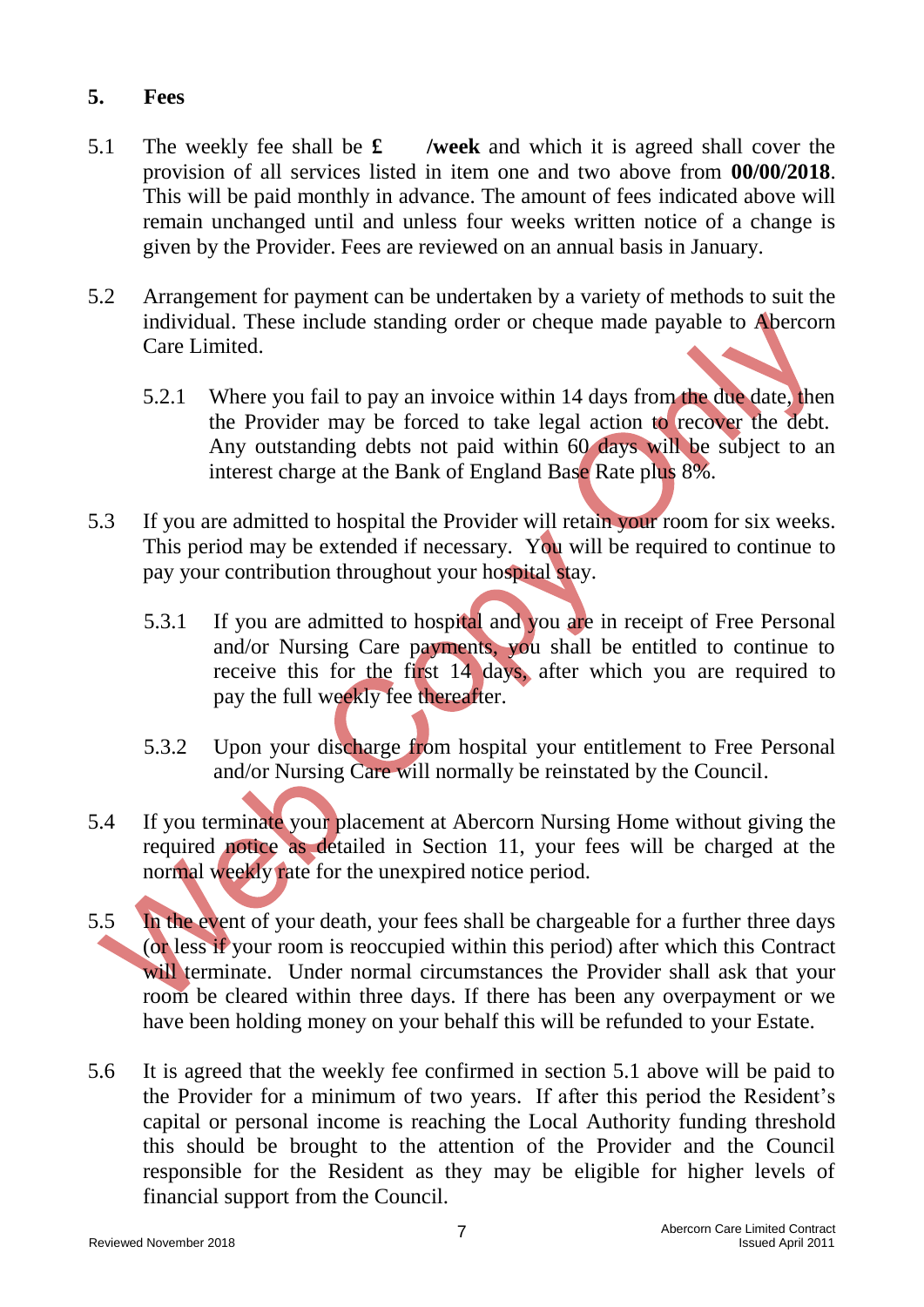## 5. Fees

5.1 The weekly fee shall be **£ /week** and which it is agreed shall cover the provision of all services listed in item one and two above from **00/00/2018**. This will be paid monthly in advance. The amount of fees indicated above will remain unchanged until and unless four weeks written notice of a change is given by the Provider. Fees are reviewed on an annual basis in January.

5.2 Arrangement for payment can be undertaken by a variety of methods to suit the individual. These include standing order or cheque made payable to Abercorn Care Limited.

5.2.1 Where you fail to pay an invoice within 14 days from the due date, then the Provider may be forced to take legal action to recover the debt. Any outstanding debts not paid within 60 days will be subject to an interest charge at the Bank of England Base Rate plus 8%.

5.3 If you are admitted to hospital the Provider will retain your room for six weeks. This period may be extended if necessary. You will be required to continue to pay your contribution throughout your hospital stay.

5.3.1 If you are admitted to hospital and you are in receipt of Free Personal and/or Nursing Care payments, you shall be entitled to continue to receive this for the first 14 days, after which you are required to pay the full weekly fee thereafter.

5.3.2 Upon your discharge from hospital your entitlement to Free Personal and/or Nursing Care will normally be reinstated by the Council.

5.4 If you terminate your placement at Abercorn Nursing Home without giving the required notice as detailed in Section 11, your fees will be charged at the normal weekly rate for the unexpired notice period.

5.5 In the event of your death, your fees shall be chargeable for a further three days (or less if your room is reoccupied within this period) after which this Contract will terminate. Under normal circumstances the Provider shall ask that your room be cleared within three days. If there has been any overpayment or we have been holding money on your behalf this will be refunded to your Estate.

5.6 It is agreed that the weekly fee confirmed in section 5.1 above will be paid to the Provider for a minimum of two years. If after this period the Resident's capital or personal income is reaching the Local Authority funding threshold this should be brought to the attention of the Provider and the Council responsible for the Resident as they may be eligible for higher levels of financial support from the Council.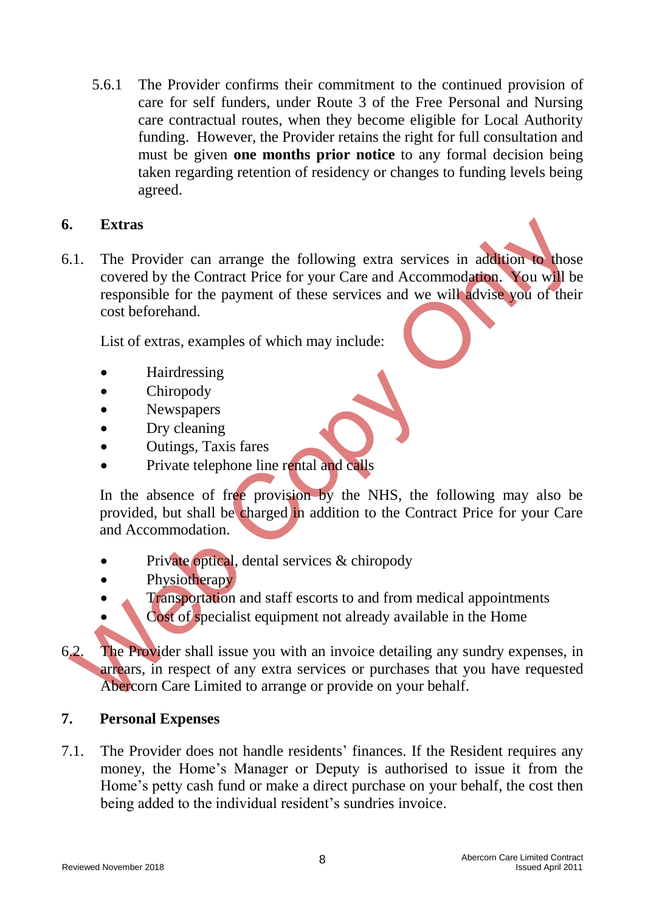5.6.1 The Provider confirms their commitment to the continued provision of care for self funders, under Route 3 of the Free Personal and Nursing care contractual routes, when they become eligible for Local Authority funding. However, the Provider retains the right for full consultation and must be given **one months prior notice** to any formal decision being taken regarding retention of residency or changes to funding levels being agreed.

## 6. Extras

6.1. The Provider can arrange the following extra services in addition to those covered by the Contract Price for your Care and Accommodation. You will be responsible for the payment of these services and we will advise you of their cost beforehand.

List of extras, examples of which may include:

- Hairdressing
- Chiropody
- Newspapers
- Dry cleaning
- Outings, Taxis fares
- Private telephone line rental and calls

In the absence of free provision by the NHS, the following may also be provided, but shall be charged in addition to the Contract Price for your Care and Accommodation.

- Private optical, dental services & chiropody
- Physiotherapy
- Transportation and staff escorts to and from medical appointments
- Cost of specialist equipment not already available in the Home

6.2. The Provider shall issue you with an invoice detailing any sundry expenses, in arrears, in respect of any extra services or purchases that you have requested Abercorn Care Limited to arrange or provide on your behalf.

## 7. Personal Expenses

7.1. The Provider does not handle residents' finances. If the Resident requires any money, the Home's Manager or Deputy is authorised to issue it from the Home's petty cash fund or make a direct purchase on your behalf, the cost then being added to the individual resident's sundries invoice.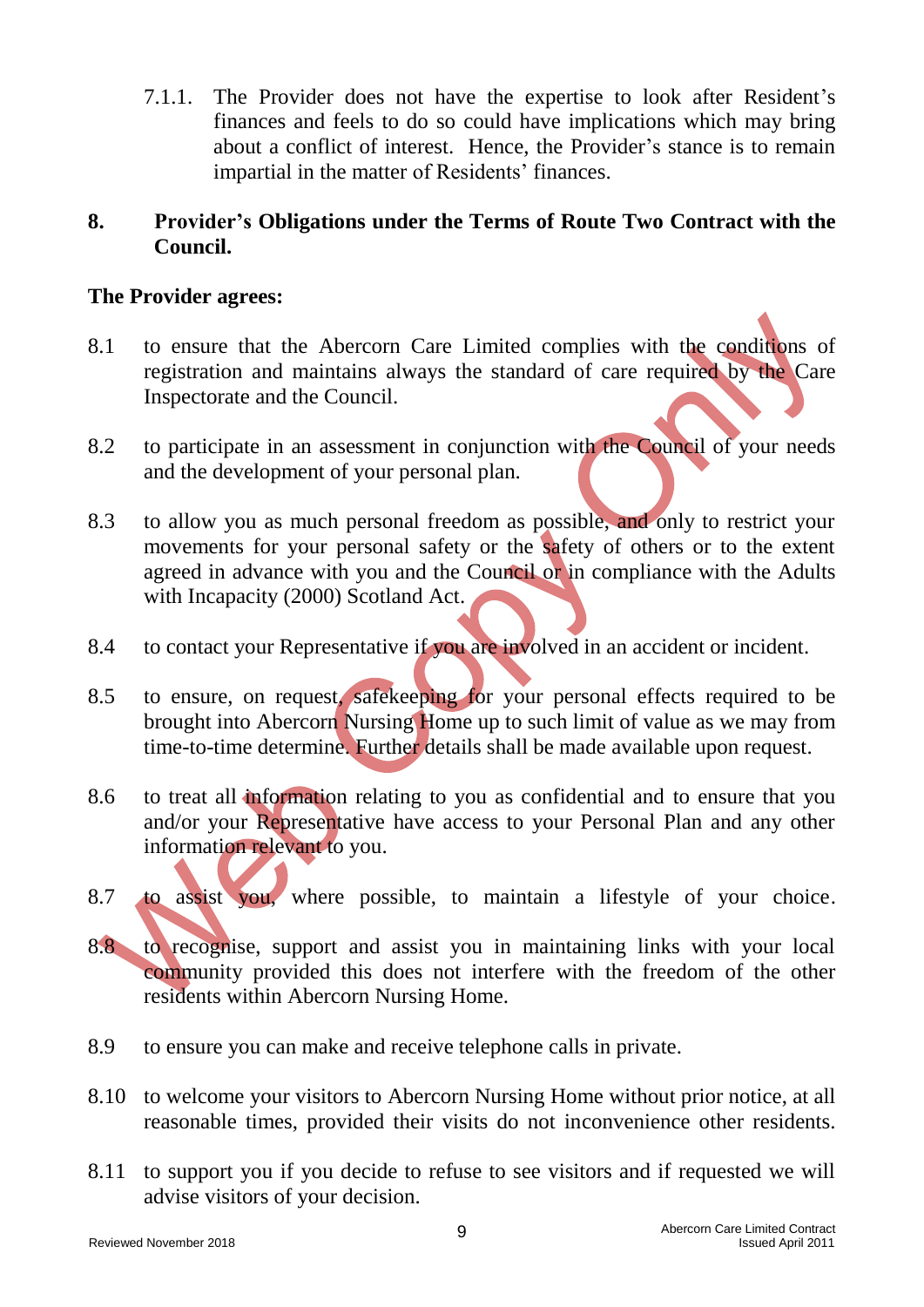7.1.1. The Provider does not have the expertise to look after Resident's finances and feels to do so could have implications which may bring about a conflict of interest. Hence, the Provider's stance is to remain impartial in the matter of Residents' finances.

## 8. Provider's Obligations under the Terms of Route Two Contract with the Council.

**The Provider agrees:**

8.1 to ensure that the Abercorn Care Limited complies with the conditions of registration and maintains always the standard of care required by the Care Inspectorate and the Council.

8.2 to participate in an assessment in conjunction with the Council of your needs and the development of your personal plan.

8.3 to allow you as much personal freedom as possible, and only to restrict your movements for your personal safety or the safety of others or to the extent agreed in advance with you and the Council or in compliance with the Adults with Incapacity (2000) Scotland Act.

8.4 to contact your Representative if you are involved in an accident or incident.

8.5 to ensure, on request, safekeeping for your personal effects required to be brought into Abercorn Nursing Home up to such limit of value as we may from time-to-time determine. Further details shall be made available upon request.

8.6 to treat all information relating to you as confidential and to ensure that you and/or your Representative have access to your Personal Plan and any other information relevant to you.

8.7 to assist you, where possible, to maintain a lifestyle of your choice.

8.8 to recognise, support and assist you in maintaining links with your local community provided this does not interfere with the freedom of the other residents within Abercorn Nursing Home.

8.9 to ensure you can make and receive telephone calls in private.

8.10 to welcome your visitors to Abercorn Nursing Home without prior notice, at all reasonable times, provided their visits do not inconvenience other residents.

8.11 to support you if you decide to refuse to see visitors and if requested we will advise visitors of your decision.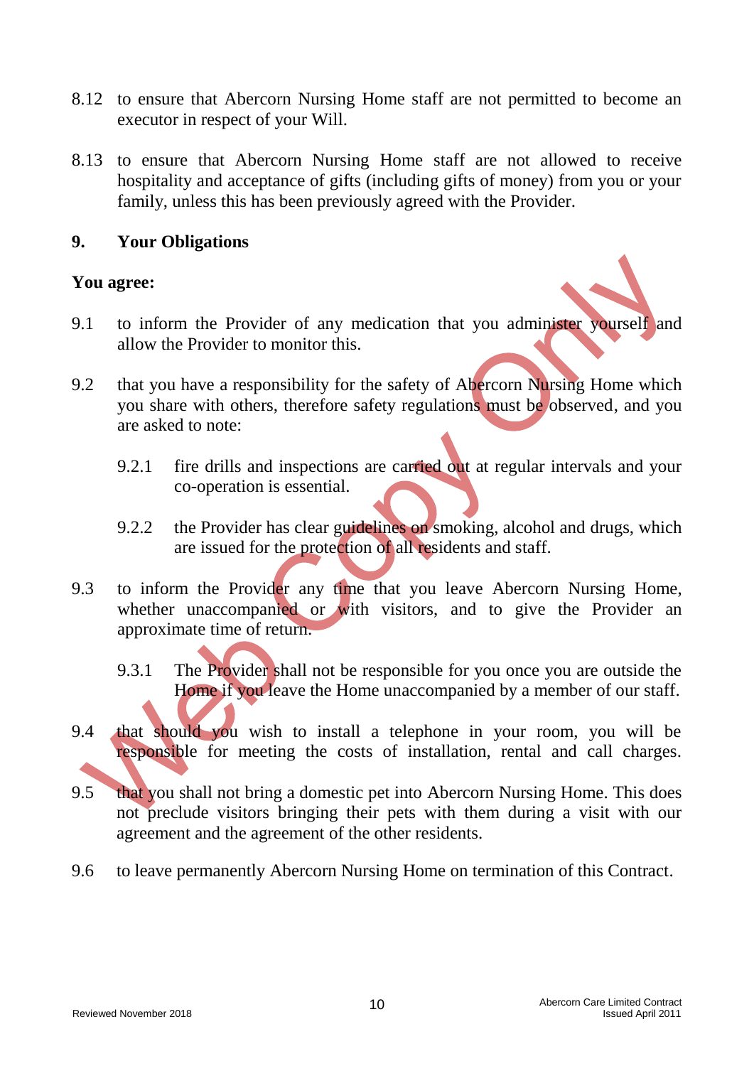8.12 to ensure that Abercorn Nursing Home staff are not permitted to become an executor in respect of your Will.

8.13 to ensure that Abercorn Nursing Home staff are not allowed to receive hospitality and acceptance of gifts (including gifts of money) from you or your family, unless this has been previously agreed with the Provider.

## 9. Your Obligations

**You agree:**

9.1 to inform the Provider of any medication that you administer yourself and allow the Provider to monitor this.

9.2 that you have a responsibility for the safety of Abercorn Nursing Home which you share with others, therefore safety regulations must be observed, and you are asked to note:

9.2.1 fire drills and inspections are carried out at regular intervals and your co-operation is essential.

9.2.2 the Provider has clear guidelines on smoking, alcohol and drugs, which are issued for the protection of all residents and staff.

9.3 to inform the Provider any time that you leave Abercorn Nursing Home, whether unaccompanied or with visitors, and to give the Provider an approximate time of return.

9.3.1 The Provider shall not be responsible for you once you are outside the Home if you leave the Home unaccompanied by a member of our staff.

9.4 that should you wish to install a telephone in your room, you will be responsible for meeting the costs of installation, rental and call charges.

9.5 that you shall not bring a domestic pet into Abercorn Nursing Home. This does not preclude visitors bringing their pets with them during a visit with our agreement and the agreement of the other residents.

9.6 to leave permanently Abercorn Nursing Home on termination of this Contract.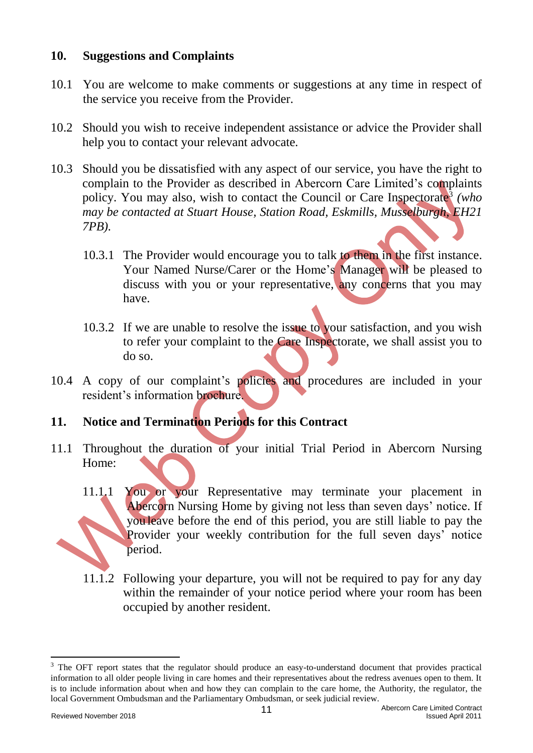## 10. Suggestions and Complaints

10.1 You are welcome to make comments or suggestions at any time in respect of the service you receive from the Provider.

10.2 Should you wish to receive independent assistance or advice the Provider shall help you to contact your relevant advocate.

10.3 Should you be dissatisfied with any aspect of our service, you have the right to complain to the Provider as described in Abercorn Care Limited's complaints policy. You may also, wish to contact the Council or Care Inspectorate[3] *(who may be contacted at Stuart House, Station Road, Eskmills, Musselburgh, EH21 7PB).*

10.3.1 The Provider would encourage you to talk to them in the first instance. Your Named Nurse/Carer or the Home's Manager will be pleased to discuss with you or your representative, any concerns that you may have.

10.3.2 If we are unable to resolve the issue to your satisfaction, and you wish to refer your complaint to the Care Inspectorate, we shall assist you to do so.

10.4 A copy of our complaint's policies and procedures are included in your resident's information brochure.

## 11. Notice and Termination Periods for this Contract

11.1 Throughout the duration of your initial Trial Period in Abercorn Nursing Home:

11.1.1 You or your Representative may terminate your placement in Abercorn Nursing Home by giving not less than seven days' notice. If you leave before the end of this period, you are still liable to pay the Provider your weekly contribution for the full seven days' notice period.

11.1.2 Following your departure, you will not be required to pay for any day within the remainder of your notice period where your room has been occupied by another resident.

---

[3] The OFT report states that the regulator should produce an easy-to-understand document that provides practical information to all older people living in care homes and their representatives about the redress avenues open to them. It is to include information about when and how they can complain to the care home, the Authority, the regulator, the local Government Ombudsman and the Parliamentary Ombudsman, or seek judicial review.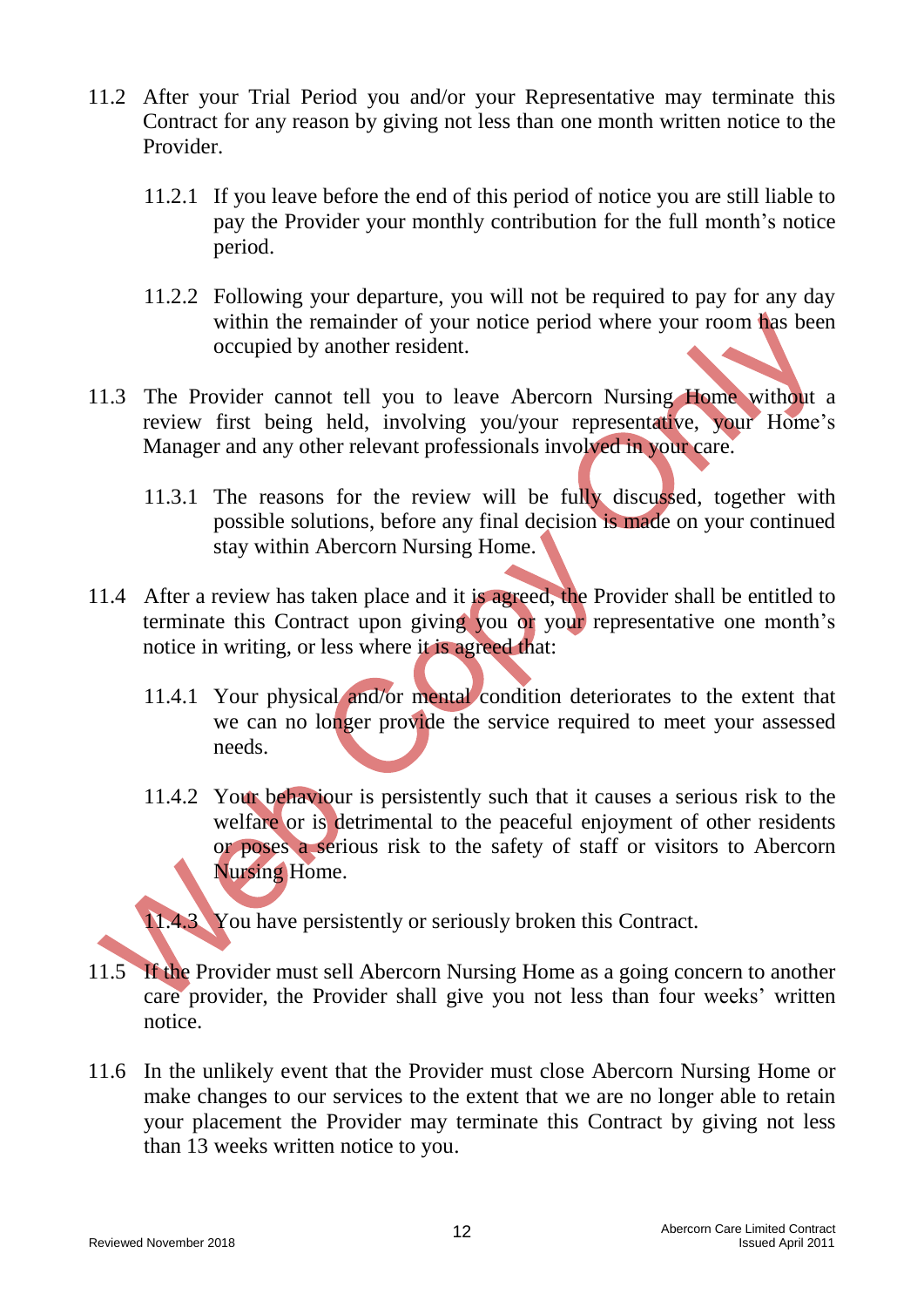11.2 After your Trial Period you and/or your Representative may terminate this Contract for any reason by giving not less than one month written notice to the Provider.

11.2.1 If you leave before the end of this period of notice you are still liable to pay the Provider your monthly contribution for the full month's notice period.

11.2.2 Following your departure, you will not be required to pay for any day within the remainder of your notice period where your room has been occupied by another resident.

11.3 The Provider cannot tell you to leave Abercorn Nursing Home without a review first being held, involving you/your representative, your Home's Manager and any other relevant professionals involved in your care.

11.3.1 The reasons for the review will be fully discussed, together with possible solutions, before any final decision is made on your continued stay within Abercorn Nursing Home.

11.4 After a review has taken place and it is agreed, the Provider shall be entitled to terminate this Contract upon giving you or your representative one month's notice in writing, or less where it is agreed that:

11.4.1 Your physical and/or mental condition deteriorates to the extent that we can no longer provide the service required to meet your assessed needs.

11.4.2 Your behaviour is persistently such that it causes a serious risk to the welfare or is detrimental to the peaceful enjoyment of other residents or poses a serious risk to the safety of staff or visitors to Abercorn Nursing Home.

11.4.3 You have persistently or seriously broken this Contract.

11.5 If the Provider must sell Abercorn Nursing Home as a going concern to another care provider, the Provider shall give you not less than four weeks' written notice.

11.6 In the unlikely event that the Provider must close Abercorn Nursing Home or make changes to our services to the extent that we are no longer able to retain your placement the Provider may terminate this Contract by giving not less than 13 weeks written notice to you.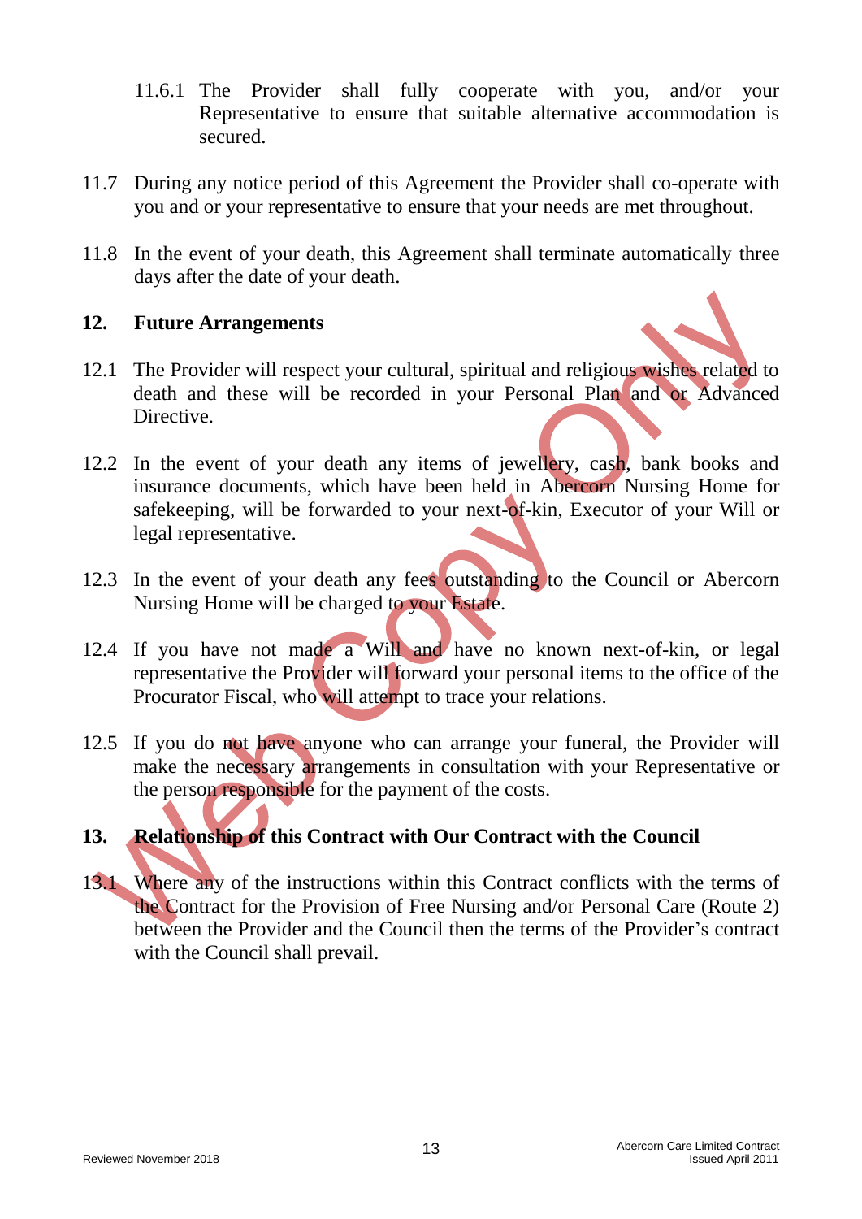11.6.1 The Provider shall fully cooperate with you, and/or your Representative to ensure that suitable alternative accommodation is secured.

11.7 During any notice period of this Agreement the Provider shall co-operate with you and or your representative to ensure that your needs are met throughout.

11.8 In the event of your death, this Agreement shall terminate automatically three days after the date of your death.

## 12. Future Arrangements

12.1 The Provider will respect your cultural, spiritual and religious wishes related to death and these will be recorded in your Personal Plan and or Advanced Directive.

12.2 In the event of your death any items of jewellery, cash, bank books and insurance documents, which have been held in Abercorn Nursing Home for safekeeping, will be forwarded to your next-of-kin, Executor of your Will or legal representative.

12.3 In the event of your death any fees outstanding to the Council or Abercorn Nursing Home will be charged to your Estate.

12.4 If you have not made a Will and have no known next-of-kin, or legal representative the Provider will forward your personal items to the office of the Procurator Fiscal, who will attempt to trace your relations.

12.5 If you do not have anyone who can arrange your funeral, the Provider will make the necessary arrangements in consultation with your Representative or the person responsible for the payment of the costs.

## 13. Relationship of this Contract with Our Contract with the Council

13.1 Where any of the instructions within this Contract conflicts with the terms of the Contract for the Provision of Free Nursing and/or Personal Care (Route 2) between the Provider and the Council then the terms of the Provider's contract with the Council shall prevail.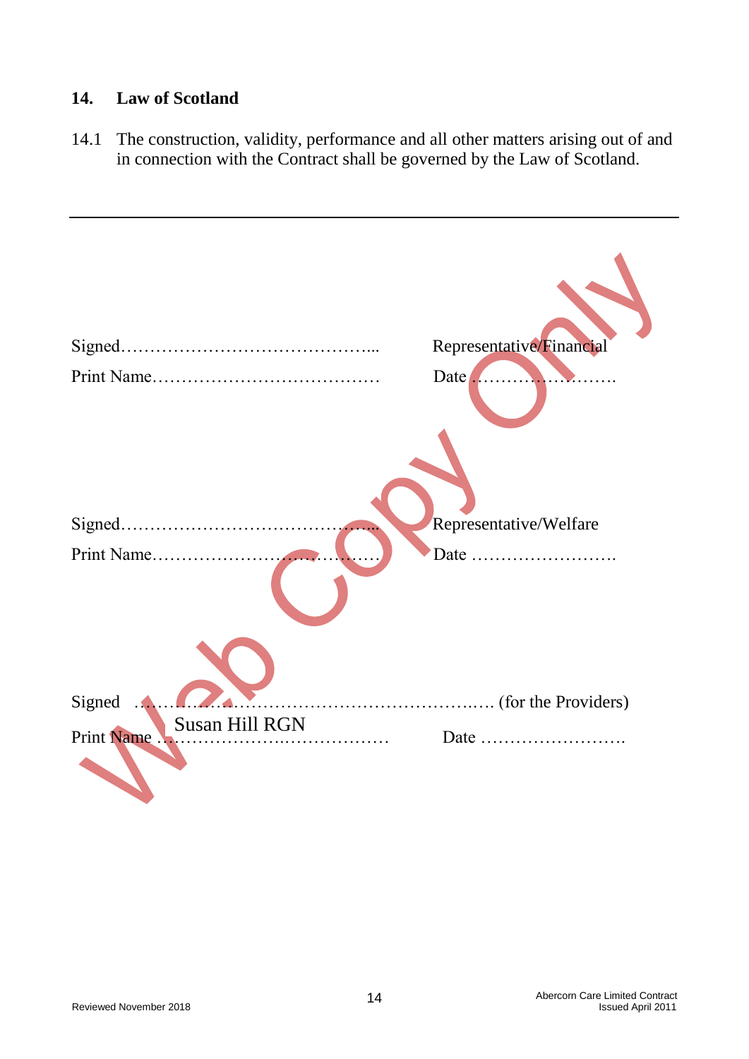## 14. Law of Scotland

14.1 The construction, validity, performance and all other matters arising out of and in connection with the Contract shall be governed by the Law of Scotland.

---

Signed…………………………………….... Representative/Financial

Print Name………………………………… Date …………………….

Signed…………………………………….... Representative/Welfare

Print Name………………………………… Date …………………….

Signed ……………………………………………………….…. (for the Providers)

Print Name Susan Hill RGN Date …………………….

Web Copy Only

Reviewed November 2018

Abercorn Care Limited Contract
Issued April 2011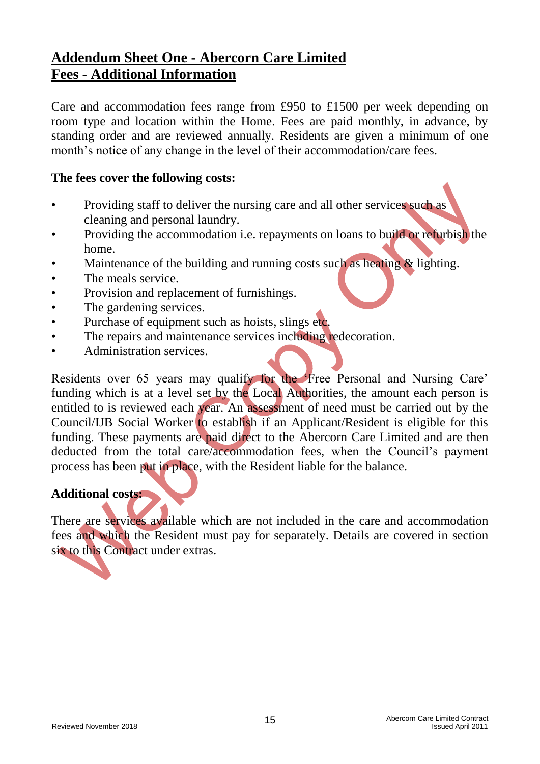# Addendum Sheet One - Abercorn Care Limited
# Fees - Additional Information

Care and accommodation fees range from £950 to £1500 per week depending on room type and location within the Home. Fees are paid monthly, in advance, by standing order and are reviewed annually. Residents are given a minimum of one month's notice of any change in the level of their accommodation/care fees.

**The fees cover the following costs:**

- Providing staff to deliver the nursing care and all other services such as cleaning and personal laundry.
- Providing the accommodation i.e. repayments on loans to build or refurbish the home.
- Maintenance of the building and running costs such as heating & lighting.
- The meals service.
- Provision and replacement of furnishings.
- The gardening services.
- Purchase of equipment such as hoists, slings etc.
- The repairs and maintenance services including redecoration.
- Administration services.

Residents over 65 years may qualify for the 'Free Personal and Nursing Care' funding which is at a level set by the Local Authorities, the amount each person is entitled to is reviewed each year. An assessment of need must be carried out by the Council/IJB Social Worker to establish if an Applicant/Resident is eligible for this funding. These payments are paid direct to the Abercorn Care Limited and are then deducted from the total care/accommodation fees, when the Council's payment process has been put in place, with the Resident liable for the balance.

**Additional costs:**

There are services available which are not included in the care and accommodation fees and which the Resident must pay for separately. Details are covered in section six to this Contract under extras.